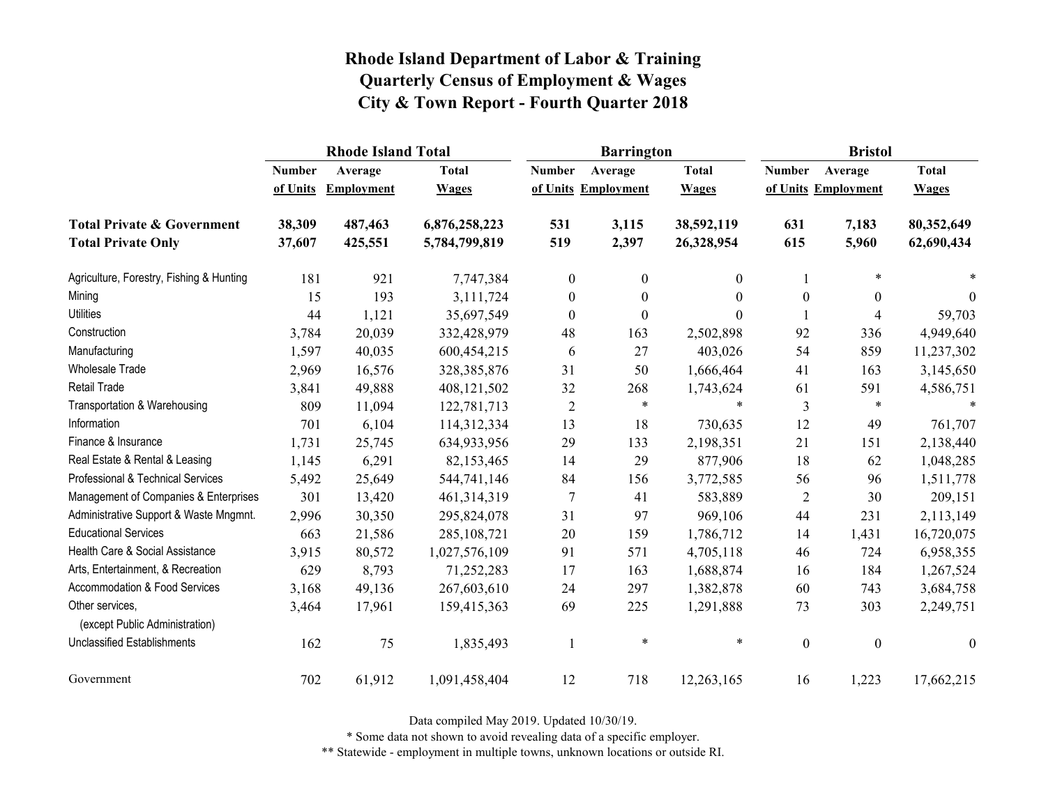# Rhode Island Department of Labor & Training
## Quarterly Census of Employment & Wages
## City & Town Report - Fourth Quarter 2018

| | Rhode Island Total | | | Barrington | | | Bristol | | |
|---|---|---|---|---|---|---|---|---|---|
| | Number of Units | Average Employment | Total Wages | Number of Units | Average Employment | Total Wages | Number of Units | Average Employment | Total Wages |
| **Total Private & Government** | **38,309** | **487,463** | **6,876,258,223** | **531** | **3,115** | **38,592,119** | **631** | **7,183** | **80,352,649** |
| **Total Private Only** | **37,607** | **425,551** | **5,784,799,819** | **519** | **2,397** | **26,328,954** | **615** | **5,960** | **62,690,434** |
| Agriculture, Forestry, Fishing & Hunting | 181 | 921 | 7,747,384 | 0 | 0 | 0 | 1 | * | * |
| Mining | 15 | 193 | 3,111,724 | 0 | 0 | 0 | 0 | 0 | 0 |
| Utilities | 44 | 1,121 | 35,697,549 | 0 | 0 | 0 | 1 | 4 | 59,703 |
| Construction | 3,784 | 20,039 | 332,428,979 | 48 | 163 | 2,502,898 | 92 | 336 | 4,949,640 |
| Manufacturing | 1,597 | 40,035 | 600,454,215 | 6 | 27 | 403,026 | 54 | 859 | 11,237,302 |
| Wholesale Trade | 2,969 | 16,576 | 328,385,876 | 31 | 50 | 1,666,464 | 41 | 163 | 3,145,650 |
| Retail Trade | 3,841 | 49,888 | 408,121,502 | 32 | 268 | 1,743,624 | 61 | 591 | 4,586,751 |
| Transportation & Warehousing | 809 | 11,094 | 122,781,713 | 2 | * | * | 3 | * | * |
| Information | 701 | 6,104 | 114,312,334 | 13 | 18 | 730,635 | 12 | 49 | 761,707 |
| Finance & Insurance | 1,731 | 25,745 | 634,933,956 | 29 | 133 | 2,198,351 | 21 | 151 | 2,138,440 |
| Real Estate & Rental & Leasing | 1,145 | 6,291 | 82,153,465 | 14 | 29 | 877,906 | 18 | 62 | 1,048,285 |
| Professional & Technical Services | 5,492 | 25,649 | 544,741,146 | 84 | 156 | 3,772,585 | 56 | 96 | 1,511,778 |
| Management of Companies & Enterprises | 301 | 13,420 | 461,314,319 | 7 | 41 | 583,889 | 2 | 30 | 209,151 |
| Administrative Support & Waste Mngmnt. | 2,996 | 30,350 | 295,824,078 | 31 | 97 | 969,106 | 44 | 231 | 2,113,149 |
| Educational Services | 663 | 21,586 | 285,108,721 | 20 | 159 | 1,786,712 | 14 | 1,431 | 16,720,075 |
| Health Care & Social Assistance | 3,915 | 80,572 | 1,027,576,109 | 91 | 571 | 4,705,118 | 46 | 724 | 6,958,355 |
| Arts, Entertainment, & Recreation | 629 | 8,793 | 71,252,283 | 17 | 163 | 1,688,874 | 16 | 184 | 1,267,524 |
| Accommodation & Food Services | 3,168 | 49,136 | 267,603,610 | 24 | 297 | 1,382,878 | 60 | 743 | 3,684,758 |
| Other services, (except Public Administration) | 3,464 | 17,961 | 159,415,363 | 69 | 225 | 1,291,888 | 73 | 303 | 2,249,751 |
| Unclassified Establishments | 162 | 75 | 1,835,493 | 1 | * | * | 0 | 0 | 0 |
| Government | 702 | 61,912 | 1,091,458,404 | 12 | 718 | 12,263,165 | 16 | 1,223 | 17,662,215 |

Data compiled May 2019. Updated 10/30/19.

* Some data not shown to avoid revealing data of a specific employer.

** Statewide - employment in multiple towns, unknown locations or outside RI.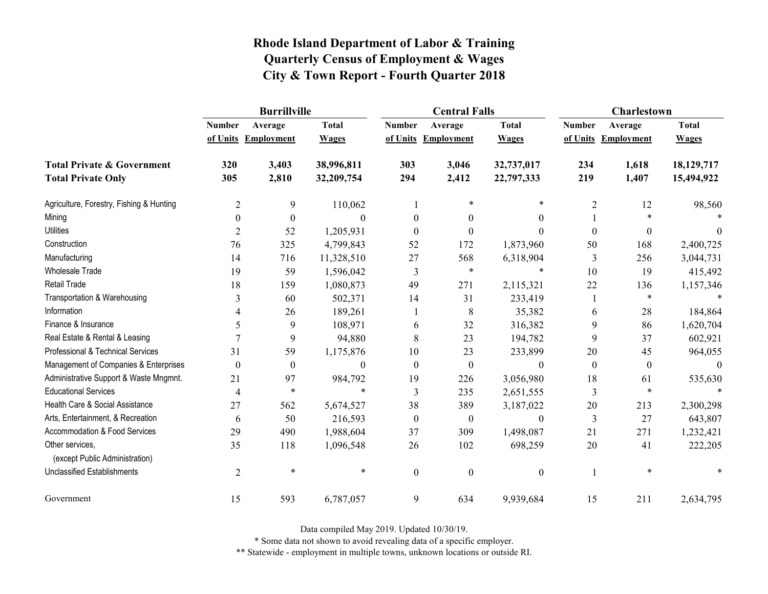# Rhode Island Department of Labor & Training
# Quarterly Census of Employment & Wages
# City & Town Report - Fourth Quarter 2018

| | Burrillville | | | Central Falls | | | Charlestown | | |
|---|---|---|---|---|---|---|---|---|---|
| | Number of Units | Average Employment | Total Wages | Number of Units | Average Employment | Total Wages | Number of Units | Average Employment | Total Wages |
| **Total Private & Government** | **320** | **3,403** | **38,996,811** | **303** | **3,046** | **32,737,017** | **234** | **1,618** | **18,129,717** |
| **Total Private Only** | **305** | **2,810** | **32,209,754** | **294** | **2,412** | **22,797,333** | **219** | **1,407** | **15,494,922** |
| Agriculture, Forestry, Fishing & Hunting | 2 | 9 | 110,062 | 1 | * | * | 2 | 12 | 98,560 |
| Mining | 0 | 0 | 0 | 0 | 0 | 0 | 1 | * | * |
| Utilities | 2 | 52 | 1,205,931 | 0 | 0 | 0 | 0 | 0 | 0 |
| Construction | 76 | 325 | 4,799,843 | 52 | 172 | 1,873,960 | 50 | 168 | 2,400,725 |
| Manufacturing | 14 | 716 | 11,328,510 | 27 | 568 | 6,318,904 | 3 | 256 | 3,044,731 |
| Wholesale Trade | 19 | 59 | 1,596,042 | 3 | * | * | 10 | 19 | 415,492 |
| Retail Trade | 18 | 159 | 1,080,873 | 49 | 271 | 2,115,321 | 22 | 136 | 1,157,346 |
| Transportation & Warehousing | 3 | 60 | 502,371 | 14 | 31 | 233,419 | 1 | * | * |
| Information | 4 | 26 | 189,261 | 1 | 8 | 35,382 | 6 | 28 | 184,864 |
| Finance & Insurance | 5 | 9 | 108,971 | 6 | 32 | 316,382 | 9 | 86 | 1,620,704 |
| Real Estate & Rental & Leasing | 7 | 9 | 94,880 | 8 | 23 | 194,782 | 9 | 37 | 602,921 |
| Professional & Technical Services | 31 | 59 | 1,175,876 | 10 | 23 | 233,899 | 20 | 45 | 964,055 |
| Management of Companies & Enterprises | 0 | 0 | 0 | 0 | 0 | 0 | 0 | 0 | 0 |
| Administrative Support & Waste Mngmnt. | 21 | 97 | 984,792 | 19 | 226 | 3,056,980 | 18 | 61 | 535,630 |
| Educational Services | 4 | * | * | 3 | 235 | 2,651,555 | 3 | * | * |
| Health Care & Social Assistance | 27 | 562 | 5,674,527 | 38 | 389 | 3,187,022 | 20 | 213 | 2,300,298 |
| Arts, Entertainment, & Recreation | 6 | 50 | 216,593 | 0 | 0 | 0 | 3 | 27 | 643,807 |
| Accommodation & Food Services | 29 | 490 | 1,988,604 | 37 | 309 | 1,498,087 | 21 | 271 | 1,232,421 |
| Other services, (except Public Administration) | 35 | 118 | 1,096,548 | 26 | 102 | 698,259 | 20 | 41 | 222,205 |
| Unclassified Establishments | 2 | * | * | 0 | 0 | 0 | 1 | * | * |
| Government | 15 | 593 | 6,787,057 | 9 | 634 | 9,939,684 | 15 | 211 | 2,634,795 |

Data compiled May 2019. Updated 10/30/19.

* Some data not shown to avoid revealing data of a specific employer.

** Statewide - employment in multiple towns, unknown locations or outside RI.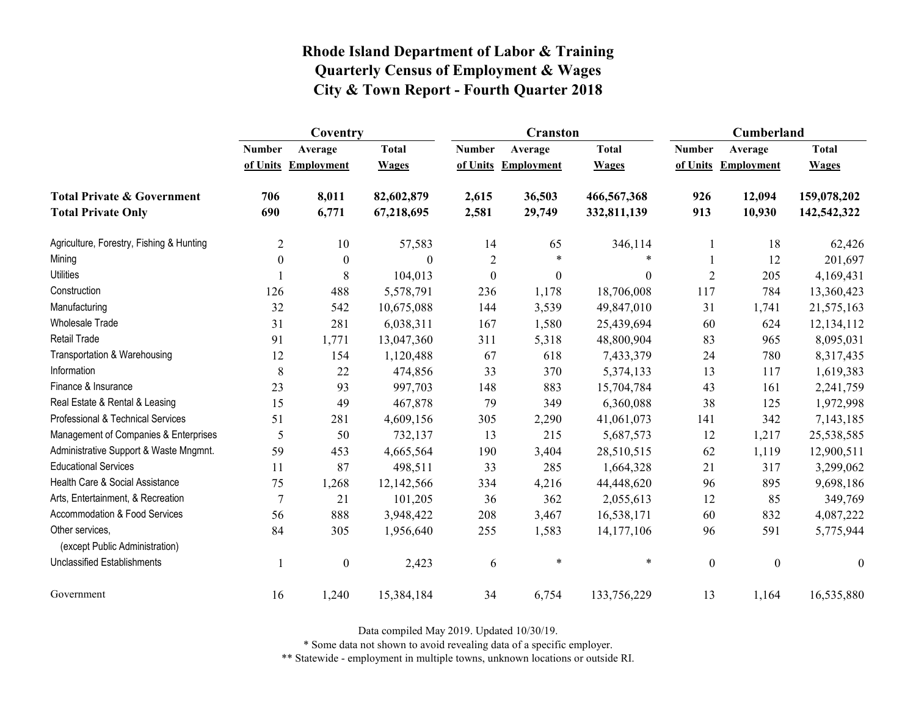# Rhode Island Department of Labor & Training
## Quarterly Census of Employment & Wages
## City & Town Report - Fourth Quarter 2018

| | Coventry | | | Cranston | | | Cumberland | | |
|---|---|---|---|---|---|---|---|---|---|
| | Number of Units | Average Employment | Total Wages | Number of Units | Average Employment | Total Wages | Number of Units | Average Employment | Total Wages |
| **Total Private & Government** | **706** | **8,011** | **82,602,879** | **2,615** | **36,503** | **466,567,368** | **926** | **12,094** | **159,078,202** |
| **Total Private Only** | **690** | **6,771** | **67,218,695** | **2,581** | **29,749** | **332,811,139** | **913** | **10,930** | **142,542,322** |
| Agriculture, Forestry, Fishing & Hunting | 2 | 10 | 57,583 | 14 | 65 | 346,114 | 1 | 18 | 62,426 |
| Mining | 0 | 0 | 0 | 2 | * | * | 1 | 12 | 201,697 |
| Utilities | 1 | 8 | 104,013 | 0 | 0 | 0 | 2 | 205 | 4,169,431 |
| Construction | 126 | 488 | 5,578,791 | 236 | 1,178 | 18,706,008 | 117 | 784 | 13,360,423 |
| Manufacturing | 32 | 542 | 10,675,088 | 144 | 3,539 | 49,847,010 | 31 | 1,741 | 21,575,163 |
| Wholesale Trade | 31 | 281 | 6,038,311 | 167 | 1,580 | 25,439,694 | 60 | 624 | 12,134,112 |
| Retail Trade | 91 | 1,771 | 13,047,360 | 311 | 5,318 | 48,800,904 | 83 | 965 | 8,095,031 |
| Transportation & Warehousing | 12 | 154 | 1,120,488 | 67 | 618 | 7,433,379 | 24 | 780 | 8,317,435 |
| Information | 8 | 22 | 474,856 | 33 | 370 | 5,374,133 | 13 | 117 | 1,619,383 |
| Finance & Insurance | 23 | 93 | 997,703 | 148 | 883 | 15,704,784 | 43 | 161 | 2,241,759 |
| Real Estate & Rental & Leasing | 15 | 49 | 467,878 | 79 | 349 | 6,360,088 | 38 | 125 | 1,972,998 |
| Professional & Technical Services | 51 | 281 | 4,609,156 | 305 | 2,290 | 41,061,073 | 141 | 342 | 7,143,185 |
| Management of Companies & Enterprises | 5 | 50 | 732,137 | 13 | 215 | 5,687,573 | 12 | 1,217 | 25,538,585 |
| Administrative Support & Waste Mngmnt. | 59 | 453 | 4,665,564 | 190 | 3,404 | 28,510,515 | 62 | 1,119 | 12,900,511 |
| Educational Services | 11 | 87 | 498,511 | 33 | 285 | 1,664,328 | 21 | 317 | 3,299,062 |
| Health Care & Social Assistance | 75 | 1,268 | 12,142,566 | 334 | 4,216 | 44,448,620 | 96 | 895 | 9,698,186 |
| Arts, Entertainment, & Recreation | 7 | 21 | 101,205 | 36 | 362 | 2,055,613 | 12 | 85 | 349,769 |
| Accommodation & Food Services | 56 | 888 | 3,948,422 | 208 | 3,467 | 16,538,171 | 60 | 832 | 4,087,222 |
| Other services, (except Public Administration) | 84 | 305 | 1,956,640 | 255 | 1,583 | 14,177,106 | 96 | 591 | 5,775,944 |
| Unclassified Establishments | 1 | 0 | 2,423 | 6 | * | * | 0 | 0 | 0 |
| Government | 16 | 1,240 | 15,384,184 | 34 | 6,754 | 133,756,229 | 13 | 1,164 | 16,535,880 |

Data compiled May 2019. Updated 10/30/19.

* Some data not shown to avoid revealing data of a specific employer.

** Statewide - employment in multiple towns, unknown locations or outside RI.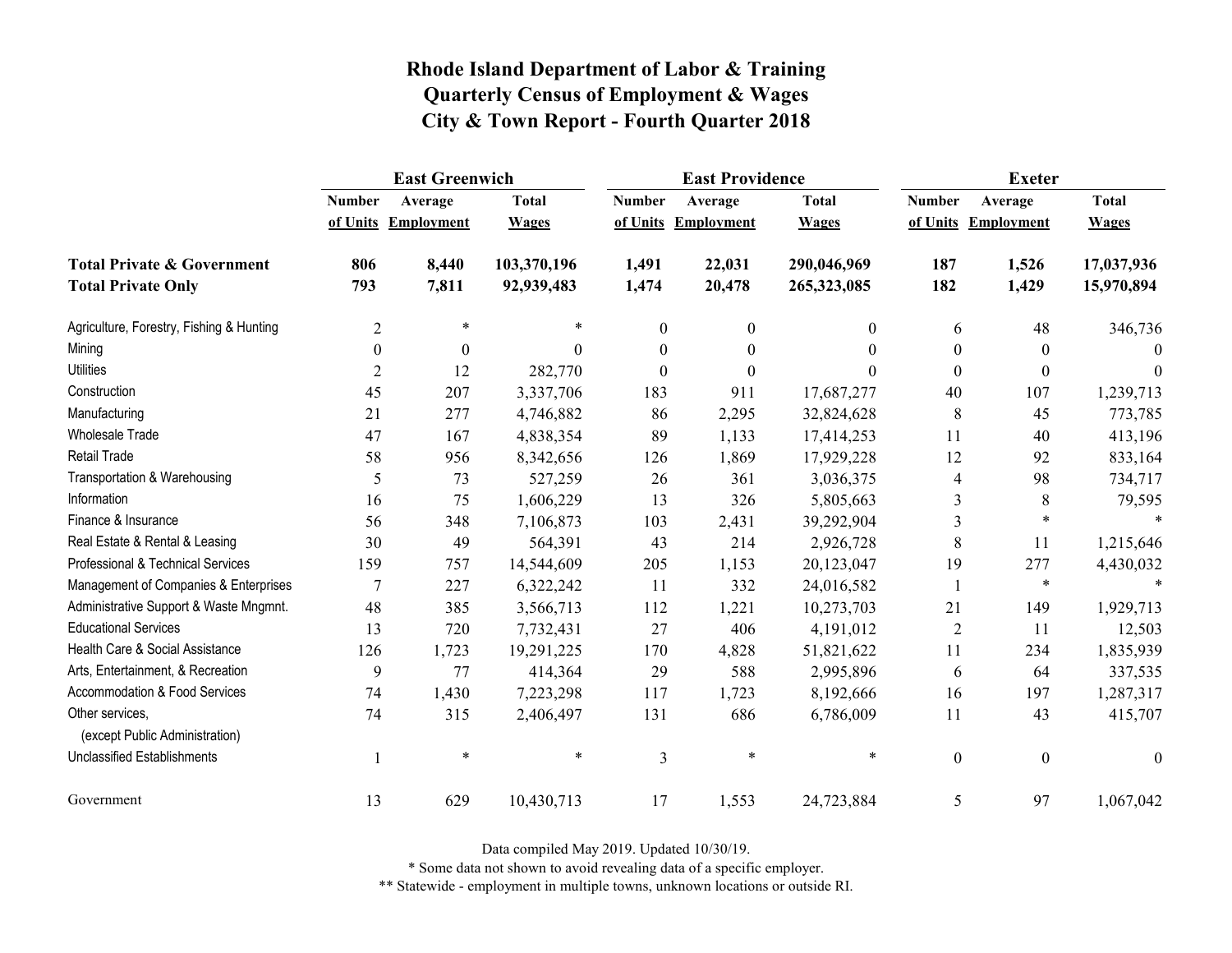# Rhode Island Department of Labor & Training
## Quarterly Census of Employment & Wages
## City & Town Report - Fourth Quarter 2018

| | East Greenwich | | | East Providence | | | Exeter | | |
|---|---|---|---|---|---|---|---|---|---|
| | Number of Units | Average Employment | Total Wages | Number of Units | Average Employment | Total Wages | Number of Units | Average Employment | Total Wages |
| **Total Private & Government** | **806** | **8,440** | **103,370,196** | **1,491** | **22,031** | **290,046,969** | **187** | **1,526** | **17,037,936** |
| **Total Private Only** | **793** | **7,811** | **92,939,483** | **1,474** | **20,478** | **265,323,085** | **182** | **1,429** | **15,970,894** |
| Agriculture, Forestry, Fishing & Hunting | 2 | * | * | 0 | 0 | 0 | 6 | 48 | 346,736 |
| Mining | 0 | 0 | 0 | 0 | 0 | 0 | 0 | 0 | 0 |
| Utilities | 2 | 12 | 282,770 | 0 | 0 | 0 | 0 | 0 | 0 |
| Construction | 45 | 207 | 3,337,706 | 183 | 911 | 17,687,277 | 40 | 107 | 1,239,713 |
| Manufacturing | 21 | 277 | 4,746,882 | 86 | 2,295 | 32,824,628 | 8 | 45 | 773,785 |
| Wholesale Trade | 47 | 167 | 4,838,354 | 89 | 1,133 | 17,414,253 | 11 | 40 | 413,196 |
| Retail Trade | 58 | 956 | 8,342,656 | 126 | 1,869 | 17,929,228 | 12 | 92 | 833,164 |
| Transportation & Warehousing | 5 | 73 | 527,259 | 26 | 361 | 3,036,375 | 4 | 98 | 734,717 |
| Information | 16 | 75 | 1,606,229 | 13 | 326 | 5,805,663 | 3 | 8 | 79,595 |
| Finance & Insurance | 56 | 348 | 7,106,873 | 103 | 2,431 | 39,292,904 | 3 | * | * |
| Real Estate & Rental & Leasing | 30 | 49 | 564,391 | 43 | 214 | 2,926,728 | 8 | 11 | 1,215,646 |
| Professional & Technical Services | 159 | 757 | 14,544,609 | 205 | 1,153 | 20,123,047 | 19 | 277 | 4,430,032 |
| Management of Companies & Enterprises | 7 | 227 | 6,322,242 | 11 | 332 | 24,016,582 | 1 | * | * |
| Administrative Support & Waste Mngmnt. | 48 | 385 | 3,566,713 | 112 | 1,221 | 10,273,703 | 21 | 149 | 1,929,713 |
| Educational Services | 13 | 720 | 7,732,431 | 27 | 406 | 4,191,012 | 2 | 11 | 12,503 |
| Health Care & Social Assistance | 126 | 1,723 | 19,291,225 | 170 | 4,828 | 51,821,622 | 11 | 234 | 1,835,939 |
| Arts, Entertainment, & Recreation | 9 | 77 | 414,364 | 29 | 588 | 2,995,896 | 6 | 64 | 337,535 |
| Accommodation & Food Services | 74 | 1,430 | 7,223,298 | 117 | 1,723 | 8,192,666 | 16 | 197 | 1,287,317 |
| Other services, (except Public Administration) | 74 | 315 | 2,406,497 | 131 | 686 | 6,786,009 | 11 | 43 | 415,707 |
| Unclassified Establishments | 1 | * | * | 3 | * | * | 0 | 0 | 0 |
| Government | 13 | 629 | 10,430,713 | 17 | 1,553 | 24,723,884 | 5 | 97 | 1,067,042 |

Data compiled May 2019. Updated 10/30/19.

* Some data not shown to avoid revealing data of a specific employer.

** Statewide - employment in multiple towns, unknown locations or outside RI.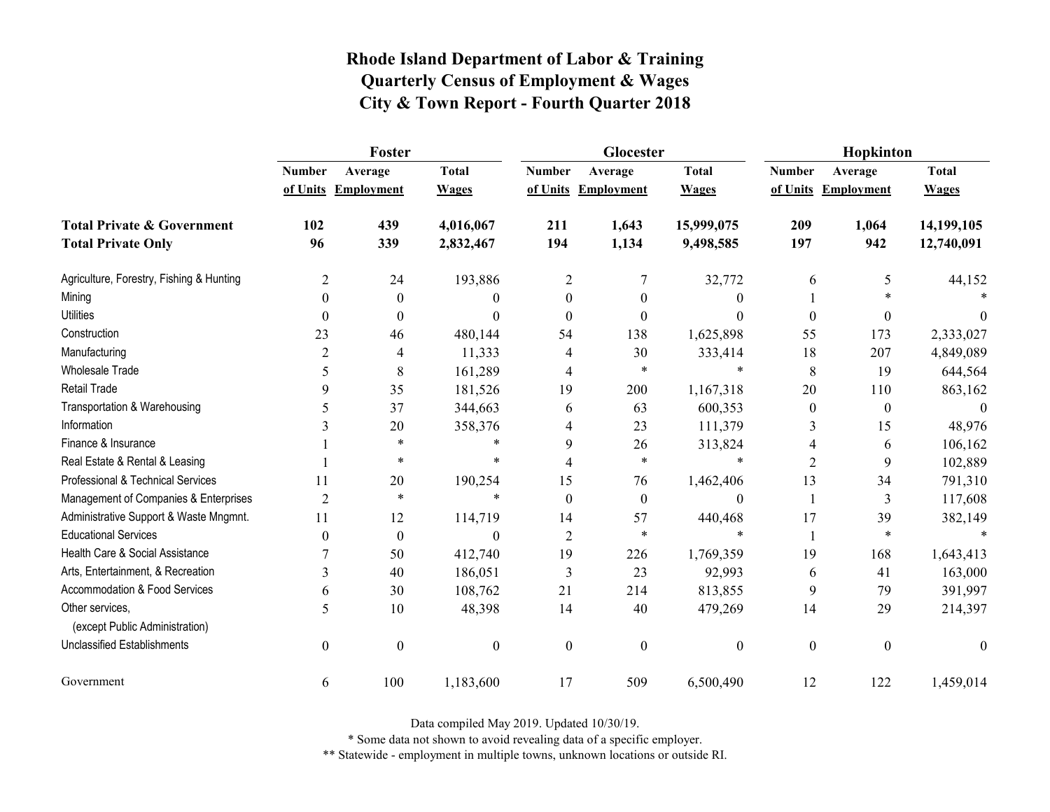# Rhode Island Department of Labor & Training
## Quarterly Census of Employment & Wages
## City & Town Report - Fourth Quarter 2018

| | Foster | | | Glocester | | | Hopkinton | | |
|---|---|---|---|---|---|---|---|---|---|
| | Number of Units | Average Employment | Total Wages | Number of Units | Average Employment | Total Wages | Number of Units | Average Employment | Total Wages |
| **Total Private & Government** | **102** | **439** | **4,016,067** | **211** | **1,643** | **15,999,075** | **209** | **1,064** | **14,199,105** |
| **Total Private Only** | **96** | **339** | **2,832,467** | **194** | **1,134** | **9,498,585** | **197** | **942** | **12,740,091** |
| Agriculture, Forestry, Fishing & Hunting | 2 | 24 | 193,886 | 2 | 7 | 32,772 | 6 | 5 | 44,152 |
| Mining | 0 | 0 | 0 | 0 | 0 | 0 | 1 | * | * |
| Utilities | 0 | 0 | 0 | 0 | 0 | 0 | 0 | 0 | 0 |
| Construction | 23 | 46 | 480,144 | 54 | 138 | 1,625,898 | 55 | 173 | 2,333,027 |
| Manufacturing | 2 | 4 | 11,333 | 4 | 30 | 333,414 | 18 | 207 | 4,849,089 |
| Wholesale Trade | 5 | 8 | 161,289 | 4 | * | * | 8 | 19 | 644,564 |
| Retail Trade | 9 | 35 | 181,526 | 19 | 200 | 1,167,318 | 20 | 110 | 863,162 |
| Transportation & Warehousing | 5 | 37 | 344,663 | 6 | 63 | 600,353 | 0 | 0 | 0 |
| Information | 3 | 20 | 358,376 | 4 | 23 | 111,379 | 3 | 15 | 48,976 |
| Finance & Insurance | 1 | * | * | 9 | 26 | 313,824 | 4 | 6 | 106,162 |
| Real Estate & Rental & Leasing | 1 | * | * | 4 | * | * | 2 | 9 | 102,889 |
| Professional & Technical Services | 11 | 20 | 190,254 | 15 | 76 | 1,462,406 | 13 | 34 | 791,310 |
| Management of Companies & Enterprises | 2 | * | * | 0 | 0 | 0 | 1 | 3 | 117,608 |
| Administrative Support & Waste Mngmnt. | 11 | 12 | 114,719 | 14 | 57 | 440,468 | 17 | 39 | 382,149 |
| Educational Services | 0 | 0 | 0 | 2 | * | * | 1 | * | * |
| Health Care & Social Assistance | 7 | 50 | 412,740 | 19 | 226 | 1,769,359 | 19 | 168 | 1,643,413 |
| Arts, Entertainment, & Recreation | 3 | 40 | 186,051 | 3 | 23 | 92,993 | 6 | 41 | 163,000 |
| Accommodation & Food Services | 6 | 30 | 108,762 | 21 | 214 | 813,855 | 9 | 79 | 391,997 |
| Other services, (except Public Administration) | 5 | 10 | 48,398 | 14 | 40 | 479,269 | 14 | 29 | 214,397 |
| Unclassified Establishments | 0 | 0 | 0 | 0 | 0 | 0 | 0 | 0 | 0 |
| Government | 6 | 100 | 1,183,600 | 17 | 509 | 6,500,490 | 12 | 122 | 1,459,014 |

Data compiled May 2019. Updated 10/30/19.

* Some data not shown to avoid revealing data of a specific employer.

** Statewide - employment in multiple towns, unknown locations or outside RI.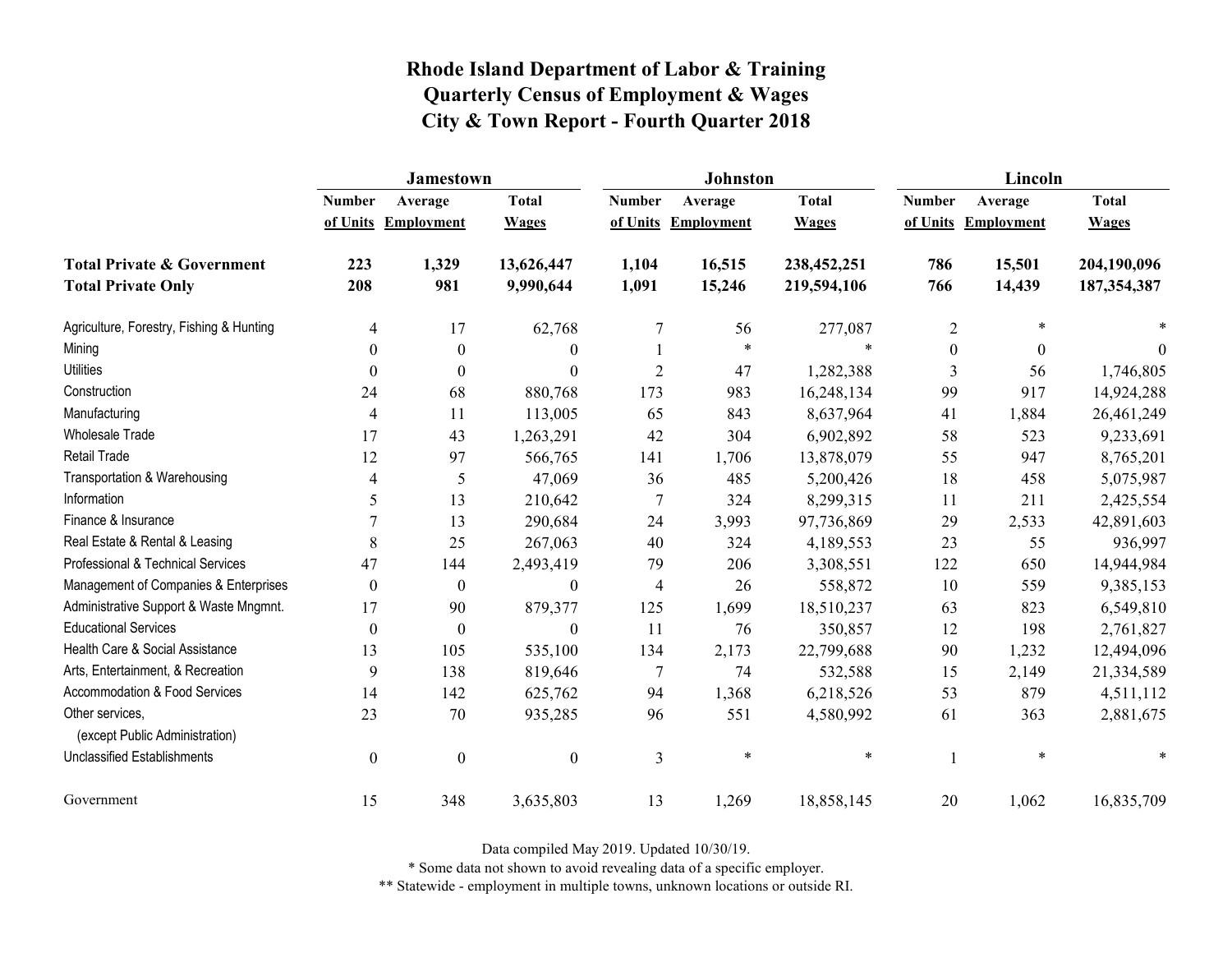# Rhode Island Department of Labor & Training
## Quarterly Census of Employment & Wages
## City & Town Report - Fourth Quarter 2018

| | Jamestown | | | Johnston | | | Lincoln | | |
|---|---|---|---|---|---|---|---|---|---|
| | Number of Units | Average Employment | Total Wages | Number of Units | Average Employment | Total Wages | Number of Units | Average Employment | Total Wages |
| **Total Private & Government** | **223** | **1,329** | **13,626,447** | **1,104** | **16,515** | **238,452,251** | **786** | **15,501** | **204,190,096** |
| **Total Private Only** | **208** | **981** | **9,990,644** | **1,091** | **15,246** | **219,594,106** | **766** | **14,439** | **187,354,387** |
| Agriculture, Forestry, Fishing & Hunting | 4 | 17 | 62,768 | 7 | 56 | 277,087 | 2 | * | * |
| Mining | 0 | 0 | 0 | 1 | * | * | 0 | 0 | 0 |
| Utilities | 0 | 0 | 0 | 2 | 47 | 1,282,388 | 3 | 56 | 1,746,805 |
| Construction | 24 | 68 | 880,768 | 173 | 983 | 16,248,134 | 99 | 917 | 14,924,288 |
| Manufacturing | 4 | 11 | 113,005 | 65 | 843 | 8,637,964 | 41 | 1,884 | 26,461,249 |
| Wholesale Trade | 17 | 43 | 1,263,291 | 42 | 304 | 6,902,892 | 58 | 523 | 9,233,691 |
| Retail Trade | 12 | 97 | 566,765 | 141 | 1,706 | 13,878,079 | 55 | 947 | 8,765,201 |
| Transportation & Warehousing | 4 | 5 | 47,069 | 36 | 485 | 5,200,426 | 18 | 458 | 5,075,987 |
| Information | 5 | 13 | 210,642 | 7 | 324 | 8,299,315 | 11 | 211 | 2,425,554 |
| Finance & Insurance | 7 | 13 | 290,684 | 24 | 3,993 | 97,736,869 | 29 | 2,533 | 42,891,603 |
| Real Estate & Rental & Leasing | 8 | 25 | 267,063 | 40 | 324 | 4,189,553 | 23 | 55 | 936,997 |
| Professional & Technical Services | 47 | 144 | 2,493,419 | 79 | 206 | 3,308,551 | 122 | 650 | 14,944,984 |
| Management of Companies & Enterprises | 0 | 0 | 0 | 4 | 26 | 558,872 | 10 | 559 | 9,385,153 |
| Administrative Support & Waste Mngmnt. | 17 | 90 | 879,377 | 125 | 1,699 | 18,510,237 | 63 | 823 | 6,549,810 |
| Educational Services | 0 | 0 | 0 | 11 | 76 | 350,857 | 12 | 198 | 2,761,827 |
| Health Care & Social Assistance | 13 | 105 | 535,100 | 134 | 2,173 | 22,799,688 | 90 | 1,232 | 12,494,096 |
| Arts, Entertainment, & Recreation | 9 | 138 | 819,646 | 7 | 74 | 532,588 | 15 | 2,149 | 21,334,589 |
| Accommodation & Food Services | 14 | 142 | 625,762 | 94 | 1,368 | 6,218,526 | 53 | 879 | 4,511,112 |
| Other services, (except Public Administration) | 23 | 70 | 935,285 | 96 | 551 | 4,580,992 | 61 | 363 | 2,881,675 |
| Unclassified Establishments | 0 | 0 | 0 | 3 | * | * | 1 | * | * |
| Government | 15 | 348 | 3,635,803 | 13 | 1,269 | 18,858,145 | 20 | 1,062 | 16,835,709 |

Data compiled May 2019. Updated 10/30/19.

* Some data not shown to avoid revealing data of a specific employer.

** Statewide - employment in multiple towns, unknown locations or outside RI.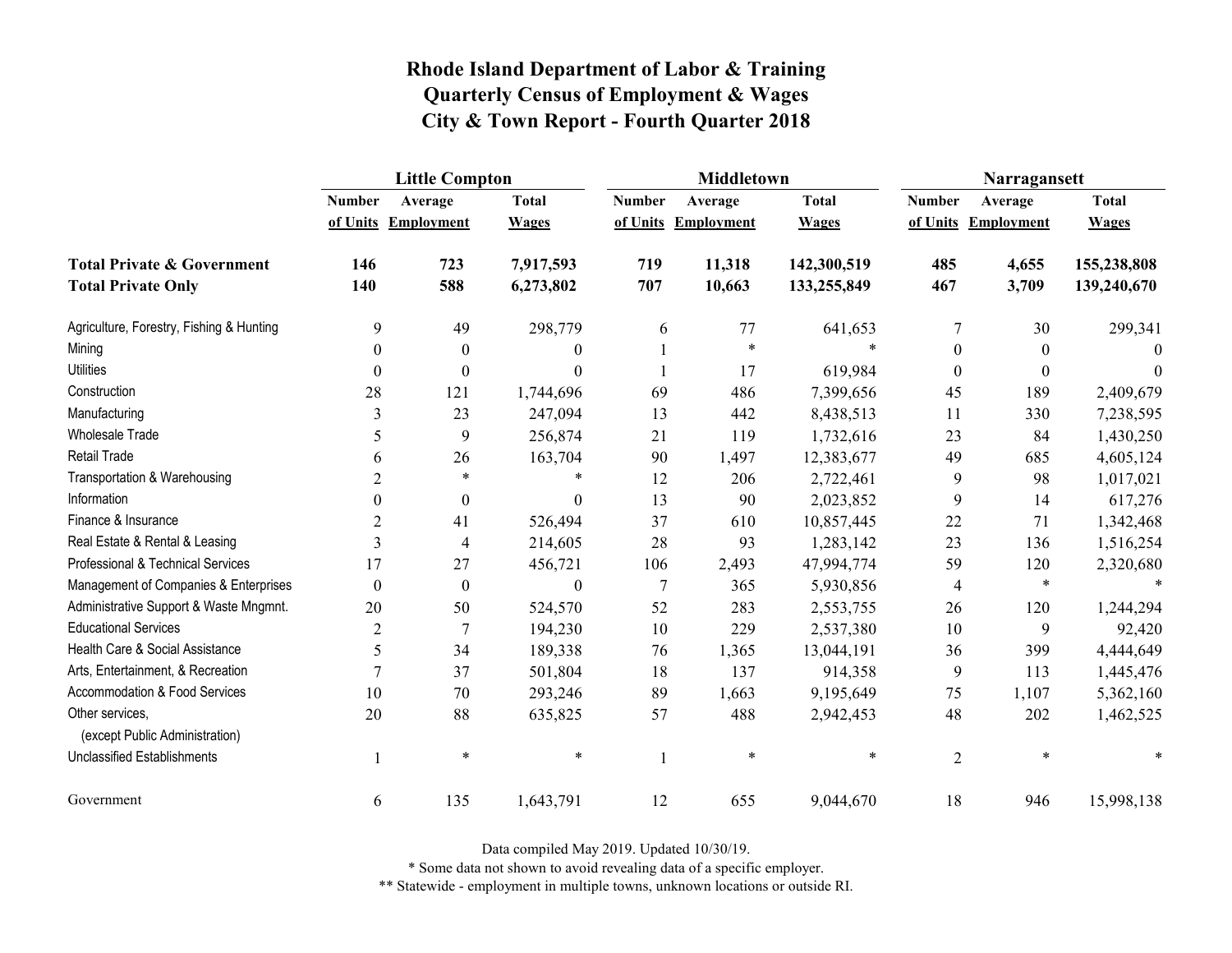# Rhode Island Department of Labor & Training
## Quarterly Census of Employment & Wages
## City & Town Report - Fourth Quarter 2018

| | Little Compton | | | Middletown | | | Narragansett | | |
|---|---|---|---|---|---|---|---|---|---|
| | Number of Units | Average Employment | Total Wages | Number of Units | Average Employment | Total Wages | Number of Units | Average Employment | Total Wages |
| **Total Private & Government** | **146** | **723** | **7,917,593** | **719** | **11,318** | **142,300,519** | **485** | **4,655** | **155,238,808** |
| **Total Private Only** | **140** | **588** | **6,273,802** | **707** | **10,663** | **133,255,849** | **467** | **3,709** | **139,240,670** |
| Agriculture, Forestry, Fishing & Hunting | 9 | 49 | 298,779 | 6 | 77 | 641,653 | 7 | 30 | 299,341 |
| Mining | 0 | 0 | 0 | 1 | * | * | 0 | 0 | 0 |
| Utilities | 0 | 0 | 0 | 1 | 17 | 619,984 | 0 | 0 | 0 |
| Construction | 28 | 121 | 1,744,696 | 69 | 486 | 7,399,656 | 45 | 189 | 2,409,679 |
| Manufacturing | 3 | 23 | 247,094 | 13 | 442 | 8,438,513 | 11 | 330 | 7,238,595 |
| Wholesale Trade | 5 | 9 | 256,874 | 21 | 119 | 1,732,616 | 23 | 84 | 1,430,250 |
| Retail Trade | 6 | 26 | 163,704 | 90 | 1,497 | 12,383,677 | 49 | 685 | 4,605,124 |
| Transportation & Warehousing | 2 | * | * | 12 | 206 | 2,722,461 | 9 | 98 | 1,017,021 |
| Information | 0 | 0 | 0 | 13 | 90 | 2,023,852 | 9 | 14 | 617,276 |
| Finance & Insurance | 2 | 41 | 526,494 | 37 | 610 | 10,857,445 | 22 | 71 | 1,342,468 |
| Real Estate & Rental & Leasing | 3 | 4 | 214,605 | 28 | 93 | 1,283,142 | 23 | 136 | 1,516,254 |
| Professional & Technical Services | 17 | 27 | 456,721 | 106 | 2,493 | 47,994,774 | 59 | 120 | 2,320,680 |
| Management of Companies & Enterprises | 0 | 0 | 0 | 7 | 365 | 5,930,856 | 4 | * | * |
| Administrative Support & Waste Mngmnt. | 20 | 50 | 524,570 | 52 | 283 | 2,553,755 | 26 | 120 | 1,244,294 |
| Educational Services | 2 | 7 | 194,230 | 10 | 229 | 2,537,380 | 10 | 9 | 92,420 |
| Health Care & Social Assistance | 5 | 34 | 189,338 | 76 | 1,365 | 13,044,191 | 36 | 399 | 4,444,649 |
| Arts, Entertainment, & Recreation | 7 | 37 | 501,804 | 18 | 137 | 914,358 | 9 | 113 | 1,445,476 |
| Accommodation & Food Services | 10 | 70 | 293,246 | 89 | 1,663 | 9,195,649 | 75 | 1,107 | 5,362,160 |
| Other services, (except Public Administration) | 20 | 88 | 635,825 | 57 | 488 | 2,942,453 | 48 | 202 | 1,462,525 |
| Unclassified Establishments | 1 | * | * | 1 | * | * | 2 | * | * |
| Government | 6 | 135 | 1,643,791 | 12 | 655 | 9,044,670 | 18 | 946 | 15,998,138 |

Data compiled May 2019. Updated 10/30/19.

\* Some data not shown to avoid revealing data of a specific employer.

\*\* Statewide - employment in multiple towns, unknown locations or outside RI.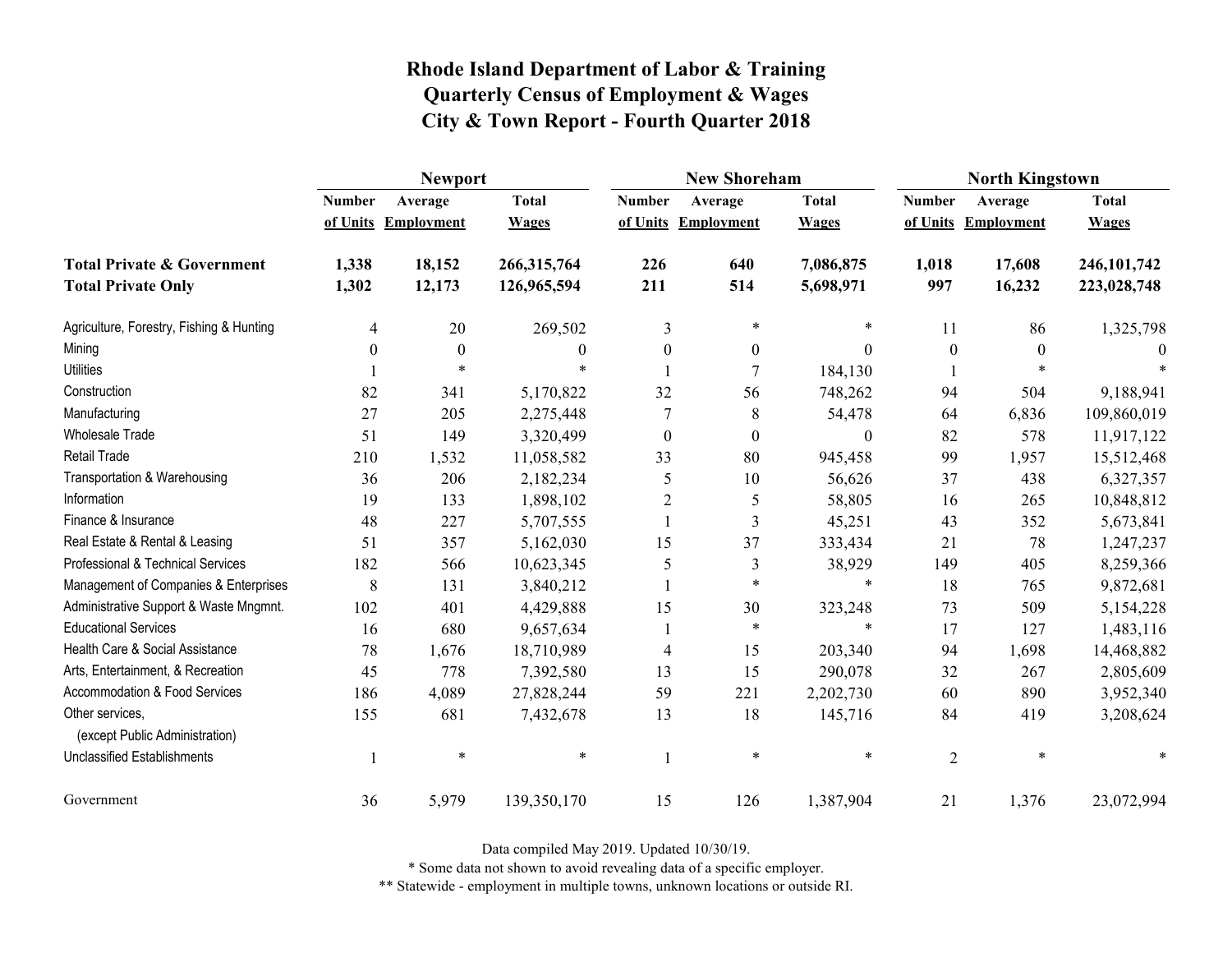# Rhode Island Department of Labor & Training
## Quarterly Census of Employment & Wages
## City & Town Report - Fourth Quarter 2018

| | Newport | | | New Shoreham | | | North Kingstown | | |
|---|---|---|---|---|---|---|---|---|---|
| | Number of Units | Average Employment | Total Wages | Number of Units | Average Employment | Total Wages | Number of Units | Average Employment | Total Wages |
| **Total Private & Government** | **1,338** | **18,152** | **266,315,764** | **226** | **640** | **7,086,875** | **1,018** | **17,608** | **246,101,742** |
| **Total Private Only** | **1,302** | **12,173** | **126,965,594** | **211** | **514** | **5,698,971** | **997** | **16,232** | **223,028,748** |
| Agriculture, Forestry, Fishing & Hunting | 4 | 20 | 269,502 | 3 | * | * | 11 | 86 | 1,325,798 |
| Mining | 0 | 0 | 0 | 0 | 0 | 0 | 0 | 0 | 0 |
| Utilities | 1 | * | * | 1 | 7 | 184,130 | 1 | * | * |
| Construction | 82 | 341 | 5,170,822 | 32 | 56 | 748,262 | 94 | 504 | 9,188,941 |
| Manufacturing | 27 | 205 | 2,275,448 | 7 | 8 | 54,478 | 64 | 6,836 | 109,860,019 |
| Wholesale Trade | 51 | 149 | 3,320,499 | 0 | 0 | 0 | 82 | 578 | 11,917,122 |
| Retail Trade | 210 | 1,532 | 11,058,582 | 33 | 80 | 945,458 | 99 | 1,957 | 15,512,468 |
| Transportation & Warehousing | 36 | 206 | 2,182,234 | 5 | 10 | 56,626 | 37 | 438 | 6,327,357 |
| Information | 19 | 133 | 1,898,102 | 2 | 5 | 58,805 | 16 | 265 | 10,848,812 |
| Finance & Insurance | 48 | 227 | 5,707,555 | 1 | 3 | 45,251 | 43 | 352 | 5,673,841 |
| Real Estate & Rental & Leasing | 51 | 357 | 5,162,030 | 15 | 37 | 333,434 | 21 | 78 | 1,247,237 |
| Professional & Technical Services | 182 | 566 | 10,623,345 | 5 | 3 | 38,929 | 149 | 405 | 8,259,366 |
| Management of Companies & Enterprises | 8 | 131 | 3,840,212 | 1 | * | * | 18 | 765 | 9,872,681 |
| Administrative Support & Waste Mngmnt. | 102 | 401 | 4,429,888 | 15 | 30 | 323,248 | 73 | 509 | 5,154,228 |
| Educational Services | 16 | 680 | 9,657,634 | 1 | * | * | 17 | 127 | 1,483,116 |
| Health Care & Social Assistance | 78 | 1,676 | 18,710,989 | 4 | 15 | 203,340 | 94 | 1,698 | 14,468,882 |
| Arts, Entertainment, & Recreation | 45 | 778 | 7,392,580 | 13 | 15 | 290,078 | 32 | 267 | 2,805,609 |
| Accommodation & Food Services | 186 | 4,089 | 27,828,244 | 59 | 221 | 2,202,730 | 60 | 890 | 3,952,340 |
| Other services, (except Public Administration) | 155 | 681 | 7,432,678 | 13 | 18 | 145,716 | 84 | 419 | 3,208,624 |
| Unclassified Establishments | 1 | * | * | 1 | * | * | 2 | * | * |
| Government | 36 | 5,979 | 139,350,170 | 15 | 126 | 1,387,904 | 21 | 1,376 | 23,072,994 |

Data compiled May 2019. Updated 10/30/19.

* Some data not shown to avoid revealing data of a specific employer.

** Statewide - employment in multiple towns, unknown locations or outside RI.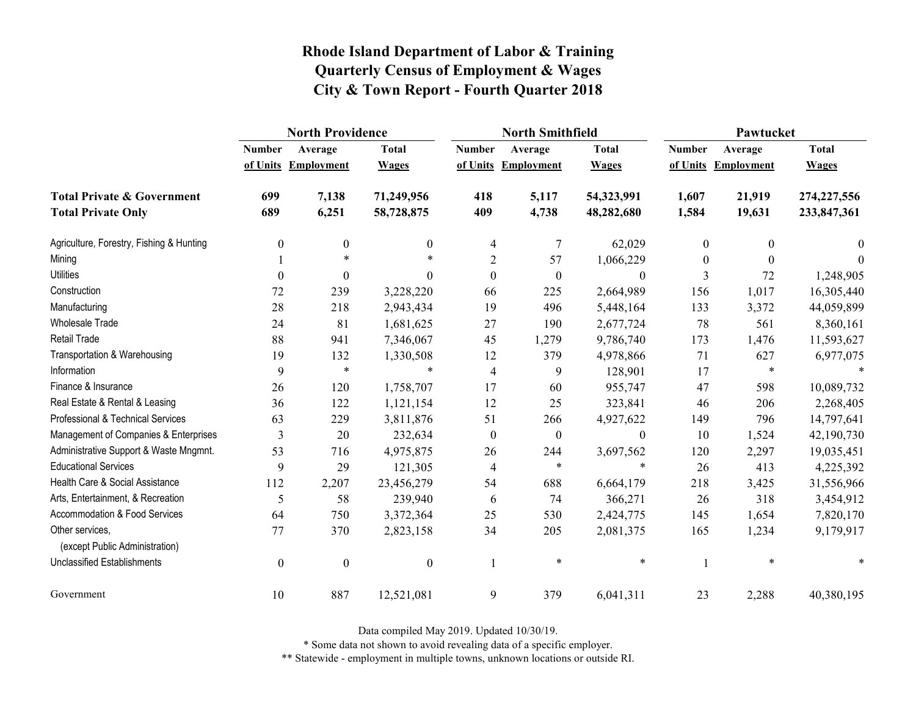# Rhode Island Department of Labor & Training
## Quarterly Census of Employment & Wages
## City & Town Report - Fourth Quarter 2018

| | North Providence | | | North Smithfield | | | Pawtucket | | |
|---|---|---|---|---|---|---|---|---|---|
| | Number of Units | Average Employment | Total Wages | Number of Units | Average Employment | Total Wages | Number of Units | Average Employment | Total Wages |
| **Total Private & Government** | **699** | **7,138** | **71,249,956** | **418** | **5,117** | **54,323,991** | **1,607** | **21,919** | **274,227,556** |
| **Total Private Only** | **689** | **6,251** | **58,728,875** | **409** | **4,738** | **48,282,680** | **1,584** | **19,631** | **233,847,361** |
| Agriculture, Forestry, Fishing & Hunting | 0 | 0 | 0 | 4 | 7 | 62,029 | 0 | 0 | 0 |
| Mining | 1 | * | * | 2 | 57 | 1,066,229 | 0 | 0 | 0 |
| Utilities | 0 | 0 | 0 | 0 | 0 | 0 | 3 | 72 | 1,248,905 |
| Construction | 72 | 239 | 3,228,220 | 66 | 225 | 2,664,989 | 156 | 1,017 | 16,305,440 |
| Manufacturing | 28 | 218 | 2,943,434 | 19 | 496 | 5,448,164 | 133 | 3,372 | 44,059,899 |
| Wholesale Trade | 24 | 81 | 1,681,625 | 27 | 190 | 2,677,724 | 78 | 561 | 8,360,161 |
| Retail Trade | 88 | 941 | 7,346,067 | 45 | 1,279 | 9,786,740 | 173 | 1,476 | 11,593,627 |
| Transportation & Warehousing | 19 | 132 | 1,330,508 | 12 | 379 | 4,978,866 | 71 | 627 | 6,977,075 |
| Information | 9 | * | * | 4 | 9 | 128,901 | 17 | * | * |
| Finance & Insurance | 26 | 120 | 1,758,707 | 17 | 60 | 955,747 | 47 | 598 | 10,089,732 |
| Real Estate & Rental & Leasing | 36 | 122 | 1,121,154 | 12 | 25 | 323,841 | 46 | 206 | 2,268,405 |
| Professional & Technical Services | 63 | 229 | 3,811,876 | 51 | 266 | 4,927,622 | 149 | 796 | 14,797,641 |
| Management of Companies & Enterprises | 3 | 20 | 232,634 | 0 | 0 | 0 | 10 | 1,524 | 42,190,730 |
| Administrative Support & Waste Mngmnt. | 53 | 716 | 4,975,875 | 26 | 244 | 3,697,562 | 120 | 2,297 | 19,035,451 |
| Educational Services | 9 | 29 | 121,305 | 4 | * | * | 26 | 413 | 4,225,392 |
| Health Care & Social Assistance | 112 | 2,207 | 23,456,279 | 54 | 688 | 6,664,179 | 218 | 3,425 | 31,556,966 |
| Arts, Entertainment, & Recreation | 5 | 58 | 239,940 | 6 | 74 | 366,271 | 26 | 318 | 3,454,912 |
| Accommodation & Food Services | 64 | 750 | 3,372,364 | 25 | 530 | 2,424,775 | 145 | 1,654 | 7,820,170 |
| Other services, (except Public Administration) | 77 | 370 | 2,823,158 | 34 | 205 | 2,081,375 | 165 | 1,234 | 9,179,917 |
| Unclassified Establishments | 0 | 0 | 0 | 1 | * | * | 1 | * | * |
| Government | 10 | 887 | 12,521,081 | 9 | 379 | 6,041,311 | 23 | 2,288 | 40,380,195 |

Data compiled May 2019. Updated 10/30/19.

* Some data not shown to avoid revealing data of a specific employer.

** Statewide - employment in multiple towns, unknown locations or outside RI.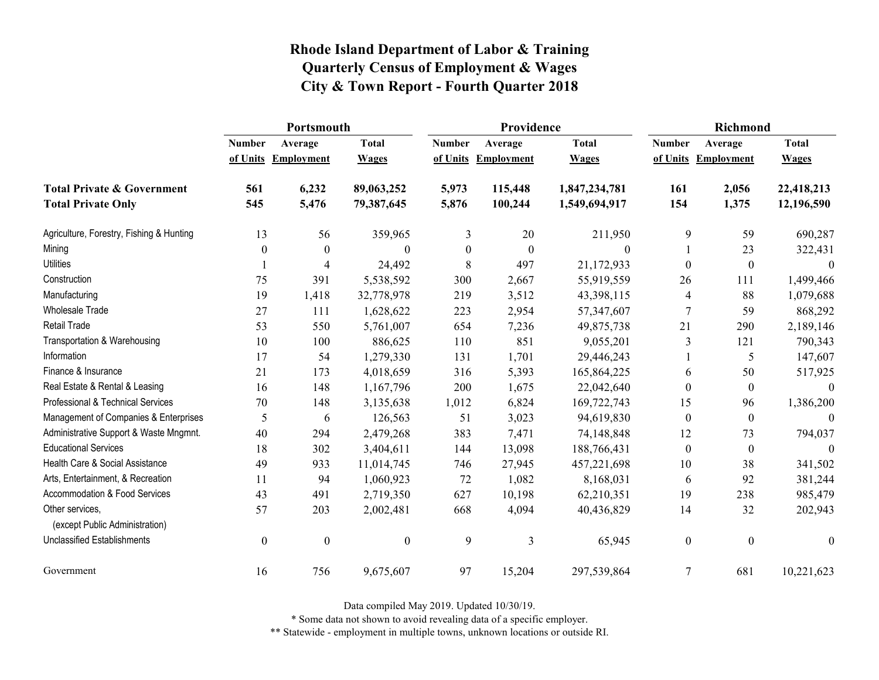# Rhode Island Department of Labor & Training
## Quarterly Census of Employment & Wages
## City & Town Report - Fourth Quarter 2018

| | Portsmouth | | | Providence | | | Richmond | | |
|---|---|---|---|---|---|---|---|---|---|
| | Number of Units | Average Employment | Total Wages | Number of Units | Average Employment | Total Wages | Number of Units | Average Employment | Total Wages |
| **Total Private & Government** | **561** | **6,232** | **89,063,252** | **5,973** | **115,448** | **1,847,234,781** | **161** | **2,056** | **22,418,213** |
| **Total Private Only** | **545** | **5,476** | **79,387,645** | **5,876** | **100,244** | **1,549,694,917** | **154** | **1,375** | **12,196,590** |
| Agriculture, Forestry, Fishing & Hunting | 13 | 56 | 359,965 | 3 | 20 | 211,950 | 9 | 59 | 690,287 |
| Mining | 0 | 0 | 0 | 0 | 0 | 0 | 1 | 23 | 322,431 |
| Utilities | 1 | 4 | 24,492 | 8 | 497 | 21,172,933 | 0 | 0 | 0 |
| Construction | 75 | 391 | 5,538,592 | 300 | 2,667 | 55,919,559 | 26 | 111 | 1,499,466 |
| Manufacturing | 19 | 1,418 | 32,778,978 | 219 | 3,512 | 43,398,115 | 4 | 88 | 1,079,688 |
| Wholesale Trade | 27 | 111 | 1,628,622 | 223 | 2,954 | 57,347,607 | 7 | 59 | 868,292 |
| Retail Trade | 53 | 550 | 5,761,007 | 654 | 7,236 | 49,875,738 | 21 | 290 | 2,189,146 |
| Transportation & Warehousing | 10 | 100 | 886,625 | 110 | 851 | 9,055,201 | 3 | 121 | 790,343 |
| Information | 17 | 54 | 1,279,330 | 131 | 1,701 | 29,446,243 | 1 | 5 | 147,607 |
| Finance & Insurance | 21 | 173 | 4,018,659 | 316 | 5,393 | 165,864,225 | 6 | 50 | 517,925 |
| Real Estate & Rental & Leasing | 16 | 148 | 1,167,796 | 200 | 1,675 | 22,042,640 | 0 | 0 | 0 |
| Professional & Technical Services | 70 | 148 | 3,135,638 | 1,012 | 6,824 | 169,722,743 | 15 | 96 | 1,386,200 |
| Management of Companies & Enterprises | 5 | 6 | 126,563 | 51 | 3,023 | 94,619,830 | 0 | 0 | 0 |
| Administrative Support & Waste Mngmnt. | 40 | 294 | 2,479,268 | 383 | 7,471 | 74,148,848 | 12 | 73 | 794,037 |
| Educational Services | 18 | 302 | 3,404,611 | 144 | 13,098 | 188,766,431 | 0 | 0 | 0 |
| Health Care & Social Assistance | 49 | 933 | 11,014,745 | 746 | 27,945 | 457,221,698 | 10 | 38 | 341,502 |
| Arts, Entertainment, & Recreation | 11 | 94 | 1,060,923 | 72 | 1,082 | 8,168,031 | 6 | 92 | 381,244 |
| Accommodation & Food Services | 43 | 491 | 2,719,350 | 627 | 10,198 | 62,210,351 | 19 | 238 | 985,479 |
| Other services, (except Public Administration) | 57 | 203 | 2,002,481 | 668 | 4,094 | 40,436,829 | 14 | 32 | 202,943 |
| Unclassified Establishments | 0 | 0 | 0 | 9 | 3 | 65,945 | 0 | 0 | 0 |
| Government | 16 | 756 | 9,675,607 | 97 | 15,204 | 297,539,864 | 7 | 681 | 10,221,623 |

Data compiled May 2019. Updated 10/30/19.

* Some data not shown to avoid revealing data of a specific employer.

** Statewide - employment in multiple towns, unknown locations or outside RI.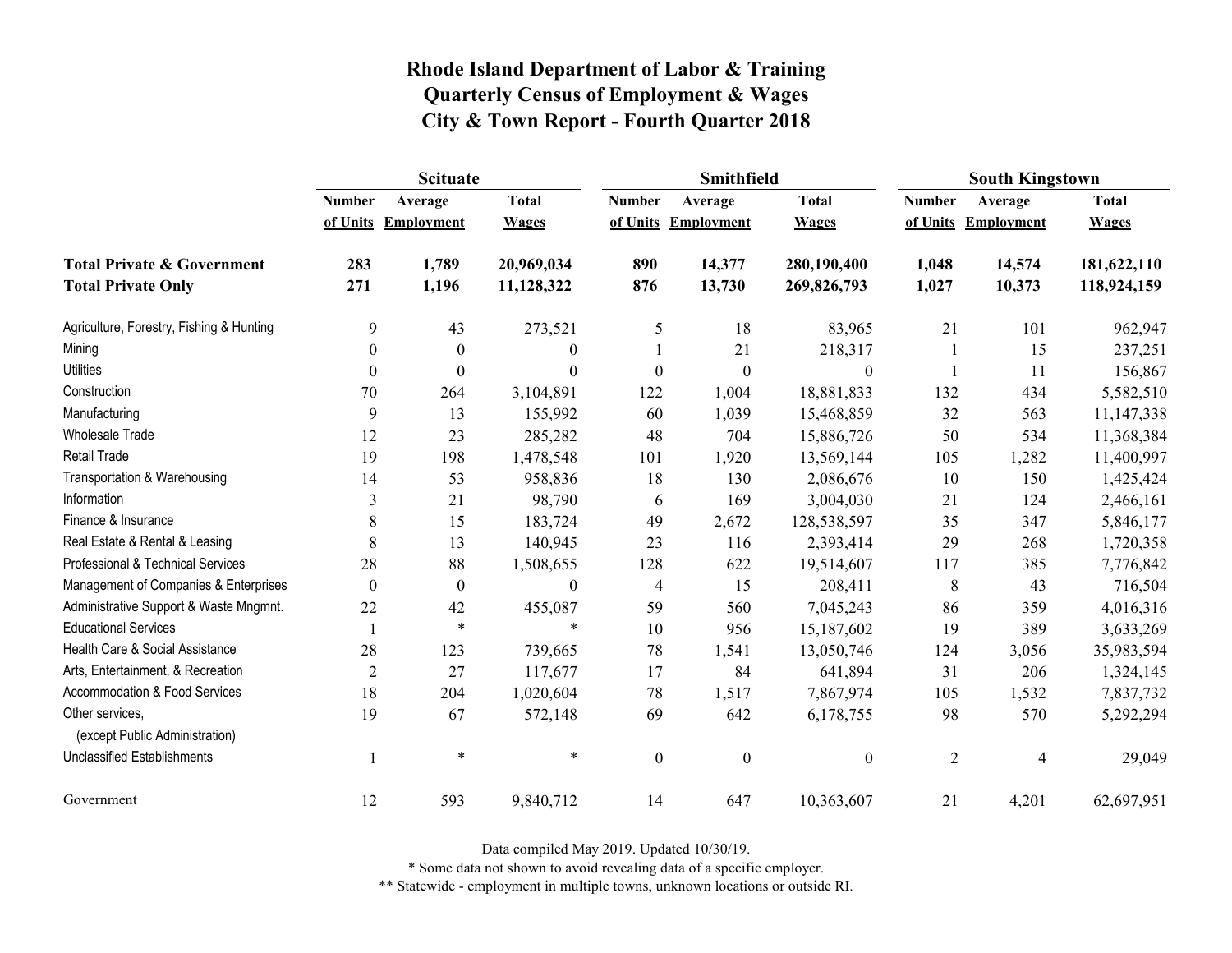# Rhode Island Department of Labor & Training
## Quarterly Census of Employment & Wages
## City & Town Report - Fourth Quarter 2018

| | Scituate | | | Smithfield | | | South Kingstown | | |
|---|---|---|---|---|---|---|---|---|---|
| | Number of Units | Average Employment | Total Wages | Number of Units | Average Employment | Total Wages | Number of Units | Average Employment | Total Wages |
| **Total Private & Government** | **283** | **1,789** | **20,969,034** | **890** | **14,377** | **280,190,400** | **1,048** | **14,574** | **181,622,110** |
| **Total Private Only** | **271** | **1,196** | **11,128,322** | **876** | **13,730** | **269,826,793** | **1,027** | **10,373** | **118,924,159** |
| Agriculture, Forestry, Fishing & Hunting | 9 | 43 | 273,521 | 5 | 18 | 83,965 | 21 | 101 | 962,947 |
| Mining | 0 | 0 | 0 | 1 | 21 | 218,317 | 1 | 15 | 237,251 |
| Utilities | 0 | 0 | 0 | 0 | 0 | 0 | 1 | 11 | 156,867 |
| Construction | 70 | 264 | 3,104,891 | 122 | 1,004 | 18,881,833 | 132 | 434 | 5,582,510 |
| Manufacturing | 9 | 13 | 155,992 | 60 | 1,039 | 15,468,859 | 32 | 563 | 11,147,338 |
| Wholesale Trade | 12 | 23 | 285,282 | 48 | 704 | 15,886,726 | 50 | 534 | 11,368,384 |
| Retail Trade | 19 | 198 | 1,478,548 | 101 | 1,920 | 13,569,144 | 105 | 1,282 | 11,400,997 |
| Transportation & Warehousing | 14 | 53 | 958,836 | 18 | 130 | 2,086,676 | 10 | 150 | 1,425,424 |
| Information | 3 | 21 | 98,790 | 6 | 169 | 3,004,030 | 21 | 124 | 2,466,161 |
| Finance & Insurance | 8 | 15 | 183,724 | 49 | 2,672 | 128,538,597 | 35 | 347 | 5,846,177 |
| Real Estate & Rental & Leasing | 8 | 13 | 140,945 | 23 | 116 | 2,393,414 | 29 | 268 | 1,720,358 |
| Professional & Technical Services | 28 | 88 | 1,508,655 | 128 | 622 | 19,514,607 | 117 | 385 | 7,776,842 |
| Management of Companies & Enterprises | 0 | 0 | 0 | 4 | 15 | 208,411 | 8 | 43 | 716,504 |
| Administrative Support & Waste Mngmnt. | 22 | 42 | 455,087 | 59 | 560 | 7,045,243 | 86 | 359 | 4,016,316 |
| Educational Services | 1 | * | * | 10 | 956 | 15,187,602 | 19 | 389 | 3,633,269 |
| Health Care & Social Assistance | 28 | 123 | 739,665 | 78 | 1,541 | 13,050,746 | 124 | 3,056 | 35,983,594 |
| Arts, Entertainment, & Recreation | 2 | 27 | 117,677 | 17 | 84 | 641,894 | 31 | 206 | 1,324,145 |
| Accommodation & Food Services | 18 | 204 | 1,020,604 | 78 | 1,517 | 7,867,974 | 105 | 1,532 | 7,837,732 |
| Other services, (except Public Administration) | 19 | 67 | 572,148 | 69 | 642 | 6,178,755 | 98 | 570 | 5,292,294 |
| Unclassified Establishments | 1 | * | * | 0 | 0 | 0 | 2 | 4 | 29,049 |
| Government | 12 | 593 | 9,840,712 | 14 | 647 | 10,363,607 | 21 | 4,201 | 62,697,951 |

Data compiled May 2019. Updated 10/30/19.

* Some data not shown to avoid revealing data of a specific employer.

** Statewide - employment in multiple towns, unknown locations or outside RI.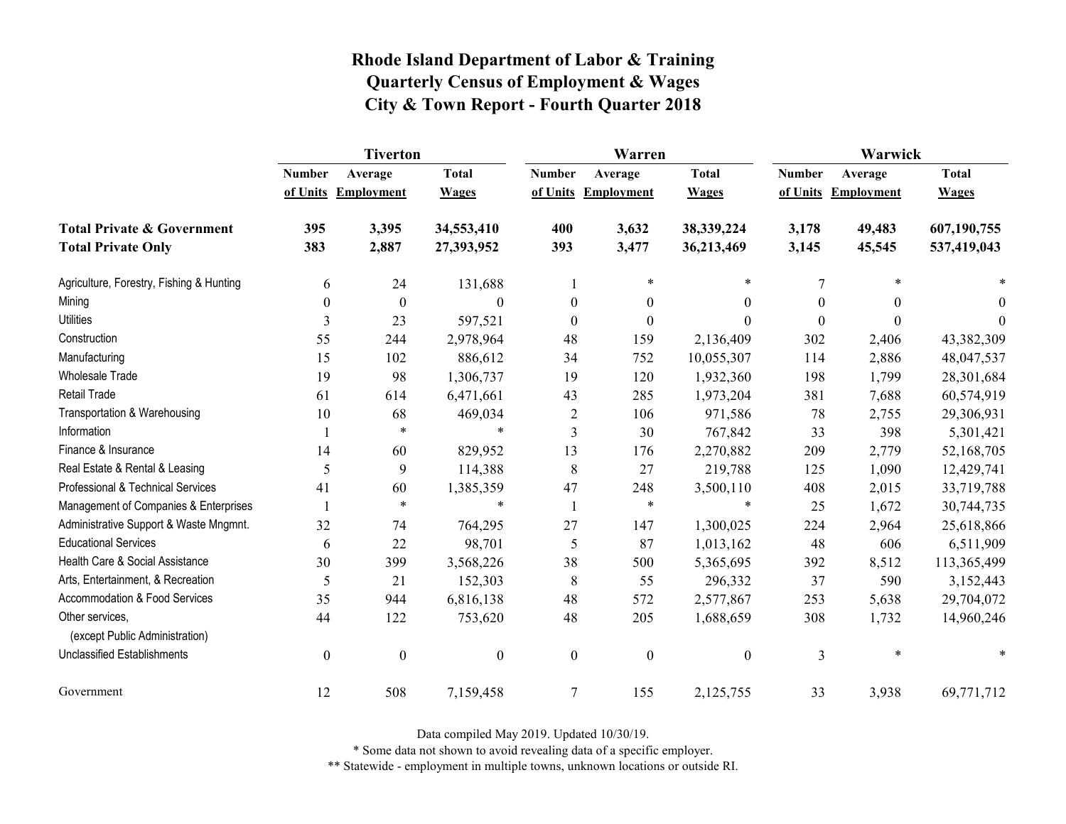# Rhode Island Department of Labor & Training
# Quarterly Census of Employment & Wages
# City & Town Report - Fourth Quarter 2018

| | Tiverton | | | Warren | | | Warwick | | |
|---|---|---|---|---|---|---|---|---|---|
| | Number of Units | Average Employment | Total Wages | Number of Units | Average Employment | Total Wages | Number of Units | Average Employment | Total Wages |
| **Total Private & Government** | **395** | **3,395** | **34,553,410** | **400** | **3,632** | **38,339,224** | **3,178** | **49,483** | **607,190,755** |
| **Total Private Only** | **383** | **2,887** | **27,393,952** | **393** | **3,477** | **36,213,469** | **3,145** | **45,545** | **537,419,043** |
| Agriculture, Forestry, Fishing & Hunting | 6 | 24 | 131,688 | 1 | * | * | 7 | * | * |
| Mining | 0 | 0 | 0 | 0 | 0 | 0 | 0 | 0 | 0 |
| Utilities | 3 | 23 | 597,521 | 0 | 0 | 0 | 0 | 0 | 0 |
| Construction | 55 | 244 | 2,978,964 | 48 | 159 | 2,136,409 | 302 | 2,406 | 43,382,309 |
| Manufacturing | 15 | 102 | 886,612 | 34 | 752 | 10,055,307 | 114 | 2,886 | 48,047,537 |
| Wholesale Trade | 19 | 98 | 1,306,737 | 19 | 120 | 1,932,360 | 198 | 1,799 | 28,301,684 |
| Retail Trade | 61 | 614 | 6,471,661 | 43 | 285 | 1,973,204 | 381 | 7,688 | 60,574,919 |
| Transportation & Warehousing | 10 | 68 | 469,034 | 2 | 106 | 971,586 | 78 | 2,755 | 29,306,931 |
| Information | 1 | * | * | 3 | 30 | 767,842 | 33 | 398 | 5,301,421 |
| Finance & Insurance | 14 | 60 | 829,952 | 13 | 176 | 2,270,882 | 209 | 2,779 | 52,168,705 |
| Real Estate & Rental & Leasing | 5 | 9 | 114,388 | 8 | 27 | 219,788 | 125 | 1,090 | 12,429,741 |
| Professional & Technical Services | 41 | 60 | 1,385,359 | 47 | 248 | 3,500,110 | 408 | 2,015 | 33,719,788 |
| Management of Companies & Enterprises | 1 | * | * | 1 | * | * | 25 | 1,672 | 30,744,735 |
| Administrative Support & Waste Mngmnt. | 32 | 74 | 764,295 | 27 | 147 | 1,300,025 | 224 | 2,964 | 25,618,866 |
| Educational Services | 6 | 22 | 98,701 | 5 | 87 | 1,013,162 | 48 | 606 | 6,511,909 |
| Health Care & Social Assistance | 30 | 399 | 3,568,226 | 38 | 500 | 5,365,695 | 392 | 8,512 | 113,365,499 |
| Arts, Entertainment, & Recreation | 5 | 21 | 152,303 | 8 | 55 | 296,332 | 37 | 590 | 3,152,443 |
| Accommodation & Food Services | 35 | 944 | 6,816,138 | 48 | 572 | 2,577,867 | 253 | 5,638 | 29,704,072 |
| Other services, (except Public Administration) | 44 | 122 | 753,620 | 48 | 205 | 1,688,659 | 308 | 1,732 | 14,960,246 |
| Unclassified Establishments | 0 | 0 | 0 | 0 | 0 | 0 | 3 | * | * |
| Government | 12 | 508 | 7,159,458 | 7 | 155 | 2,125,755 | 33 | 3,938 | 69,771,712 |

Data compiled May 2019. Updated 10/30/19.

* Some data not shown to avoid revealing data of a specific employer.

** Statewide - employment in multiple towns, unknown locations or outside RI.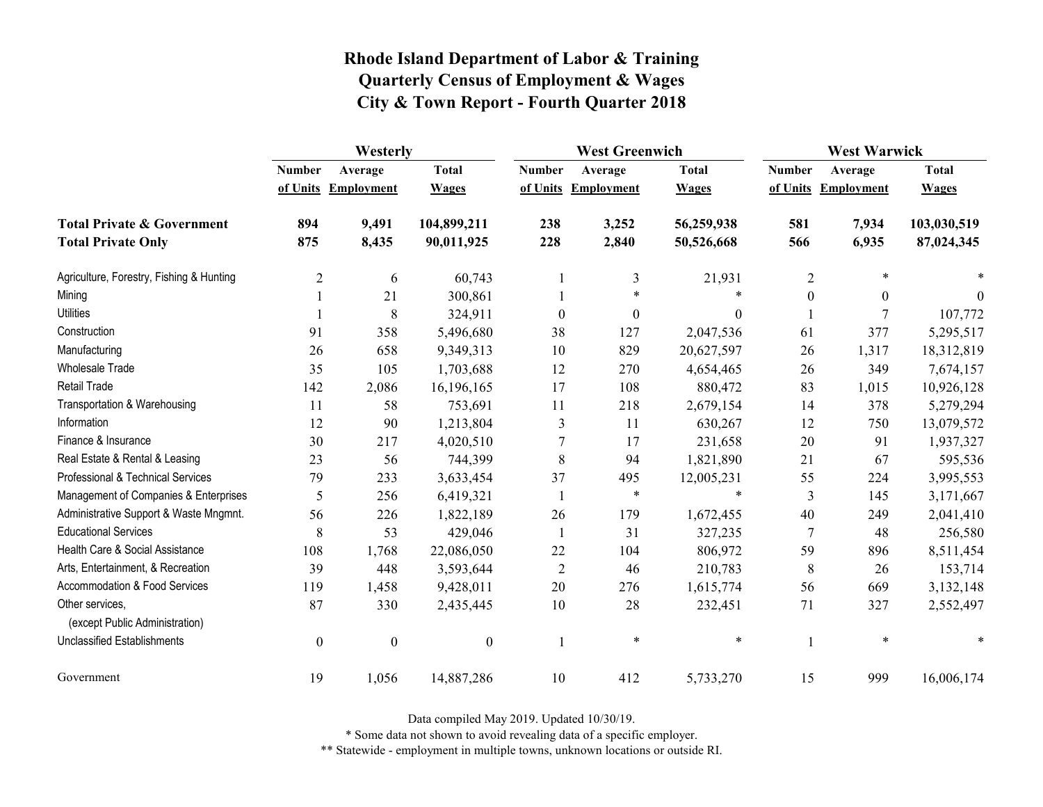# Rhode Island Department of Labor & Training
# Quarterly Census of Employment & Wages
# City & Town Report - Fourth Quarter 2018

| | Westerly | | | West Greenwich | | | West Warwick | | |
|---|---|---|---|---|---|---|---|---|---|
| | Number of Units | Average Employment | Total Wages | Number of Units | Average Employment | Total Wages | Number of Units | Average Employment | Total Wages |
| **Total Private & Government** | **894** | **9,491** | **104,899,211** | **238** | **3,252** | **56,259,938** | **581** | **7,934** | **103,030,519** |
| **Total Private Only** | **875** | **8,435** | **90,011,925** | **228** | **2,840** | **50,526,668** | **566** | **6,935** | **87,024,345** |
| Agriculture, Forestry, Fishing & Hunting | 2 | 6 | 60,743 | 1 | 3 | 21,931 | 2 | * | * |
| Mining | 1 | 21 | 300,861 | 1 | * | * | 0 | 0 | 0 |
| Utilities | 1 | 8 | 324,911 | 0 | 0 | 0 | 1 | 7 | 107,772 |
| Construction | 91 | 358 | 5,496,680 | 38 | 127 | 2,047,536 | 61 | 377 | 5,295,517 |
| Manufacturing | 26 | 658 | 9,349,313 | 10 | 829 | 20,627,597 | 26 | 1,317 | 18,312,819 |
| Wholesale Trade | 35 | 105 | 1,703,688 | 12 | 270 | 4,654,465 | 26 | 349 | 7,674,157 |
| Retail Trade | 142 | 2,086 | 16,196,165 | 17 | 108 | 880,472 | 83 | 1,015 | 10,926,128 |
| Transportation & Warehousing | 11 | 58 | 753,691 | 11 | 218 | 2,679,154 | 14 | 378 | 5,279,294 |
| Information | 12 | 90 | 1,213,804 | 3 | 11 | 630,267 | 12 | 750 | 13,079,572 |
| Finance & Insurance | 30 | 217 | 4,020,510 | 7 | 17 | 231,658 | 20 | 91 | 1,937,327 |
| Real Estate & Rental & Leasing | 23 | 56 | 744,399 | 8 | 94 | 1,821,890 | 21 | 67 | 595,536 |
| Professional & Technical Services | 79 | 233 | 3,633,454 | 37 | 495 | 12,005,231 | 55 | 224 | 3,995,553 |
| Management of Companies & Enterprises | 5 | 256 | 6,419,321 | 1 | * | * | 3 | 145 | 3,171,667 |
| Administrative Support & Waste Mngmnt. | 56 | 226 | 1,822,189 | 26 | 179 | 1,672,455 | 40 | 249 | 2,041,410 |
| Educational Services | 8 | 53 | 429,046 | 1 | 31 | 327,235 | 7 | 48 | 256,580 |
| Health Care & Social Assistance | 108 | 1,768 | 22,086,050 | 22 | 104 | 806,972 | 59 | 896 | 8,511,454 |
| Arts, Entertainment, & Recreation | 39 | 448 | 3,593,644 | 2 | 46 | 210,783 | 8 | 26 | 153,714 |
| Accommodation & Food Services | 119 | 1,458 | 9,428,011 | 20 | 276 | 1,615,774 | 56 | 669 | 3,132,148 |
| Other services, (except Public Administration) | 87 | 330 | 2,435,445 | 10 | 28 | 232,451 | 71 | 327 | 2,552,497 |
| Unclassified Establishments | 0 | 0 | 0 | 1 | * | * | 1 | * | * |
| Government | 19 | 1,056 | 14,887,286 | 10 | 412 | 5,733,270 | 15 | 999 | 16,006,174 |

Data compiled May 2019. Updated 10/30/19.

\* Some data not shown to avoid revealing data of a specific employer.

\*\* Statewide - employment in multiple towns, unknown locations or outside RI.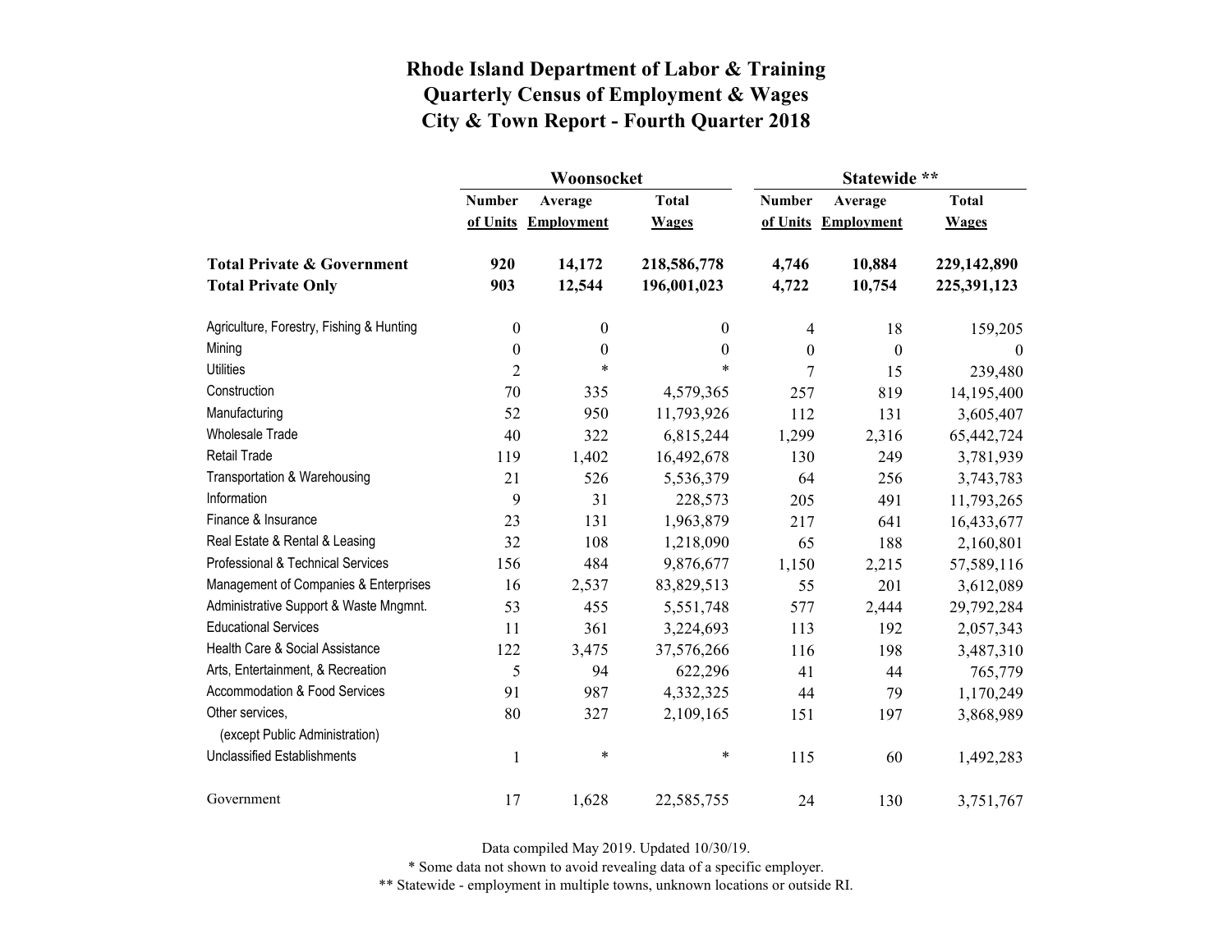# Rhode Island Department of Labor & Training
## Quarterly Census of Employment & Wages
## City & Town Report - Fourth Quarter 2018

| | Woonsocket | | | Statewide ** | | |
|---|---|---|---|---|---|---|
| | Number of Units | Average Employment | Total Wages | Number of Units | Average Employment | Total Wages |
| **Total Private & Government** | **920** | **14,172** | **218,586,778** | **4,746** | **10,884** | **229,142,890** |
| **Total Private Only** | **903** | **12,544** | **196,001,023** | **4,722** | **10,754** | **225,391,123** |
| Agriculture, Forestry, Fishing & Hunting | 0 | 0 | 0 | 4 | 18 | 159,205 |
| Mining | 0 | 0 | 0 | 0 | 0 | 0 |
| Utilities | 2 | * | * | 7 | 15 | 239,480 |
| Construction | 70 | 335 | 4,579,365 | 257 | 819 | 14,195,400 |
| Manufacturing | 52 | 950 | 11,793,926 | 112 | 131 | 3,605,407 |
| Wholesale Trade | 40 | 322 | 6,815,244 | 1,299 | 2,316 | 65,442,724 |
| Retail Trade | 119 | 1,402 | 16,492,678 | 130 | 249 | 3,781,939 |
| Transportation & Warehousing | 21 | 526 | 5,536,379 | 64 | 256 | 3,743,783 |
| Information | 9 | 31 | 228,573 | 205 | 491 | 11,793,265 |
| Finance & Insurance | 23 | 131 | 1,963,879 | 217 | 641 | 16,433,677 |
| Real Estate & Rental & Leasing | 32 | 108 | 1,218,090 | 65 | 188 | 2,160,801 |
| Professional & Technical Services | 156 | 484 | 9,876,677 | 1,150 | 2,215 | 57,589,116 |
| Management of Companies & Enterprises | 16 | 2,537 | 83,829,513 | 55 | 201 | 3,612,089 |
| Administrative Support & Waste Mngmnt. | 53 | 455 | 5,551,748 | 577 | 2,444 | 29,792,284 |
| Educational Services | 11 | 361 | 3,224,693 | 113 | 192 | 2,057,343 |
| Health Care & Social Assistance | 122 | 3,475 | 37,576,266 | 116 | 198 | 3,487,310 |
| Arts, Entertainment, & Recreation | 5 | 94 | 622,296 | 41 | 44 | 765,779 |
| Accommodation & Food Services | 91 | 987 | 4,332,325 | 44 | 79 | 1,170,249 |
| Other services, (except Public Administration) | 80 | 327 | 2,109,165 | 151 | 197 | 3,868,989 |
| Unclassified Establishments | 1 | * | * | 115 | 60 | 1,492,283 |
| Government | 17 | 1,628 | 22,585,755 | 24 | 130 | 3,751,767 |

Data compiled May 2019. Updated 10/30/19.

* Some data not shown to avoid revealing data of a specific employer.

** Statewide - employment in multiple towns, unknown locations or outside RI.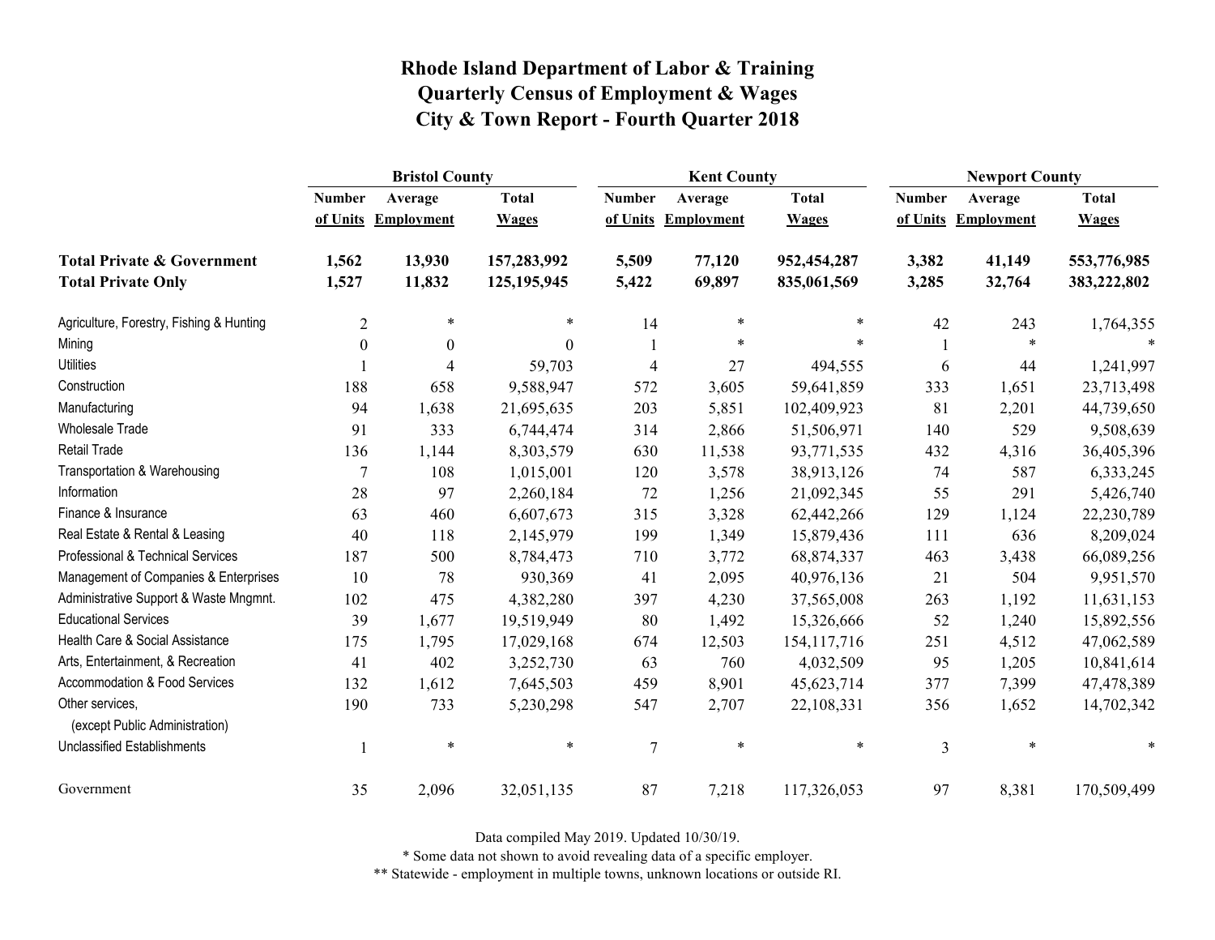# Rhode Island Department of Labor & Training
## Quarterly Census of Employment & Wages
## City & Town Report - Fourth Quarter 2018

| | Bristol County | | | Kent County | | | Newport County | | |
|---|---|---|---|---|---|---|---|---|---|
| | Number of Units | Average Employment | Total Wages | Number of Units | Average Employment | Total Wages | Number of Units | Average Employment | Total Wages |
| **Total Private & Government** | **1,562** | **13,930** | **157,283,992** | **5,509** | **77,120** | **952,454,287** | **3,382** | **41,149** | **553,776,985** |
| **Total Private Only** | **1,527** | **11,832** | **125,195,945** | **5,422** | **69,897** | **835,061,569** | **3,285** | **32,764** | **383,222,802** |
| Agriculture, Forestry, Fishing & Hunting | 2 | * | * | 14 | * | * | 42 | 243 | 1,764,355 |
| Mining | 0 | 0 | 0 | 1 | * | * | 1 | * | * |
| Utilities | 1 | 4 | 59,703 | 4 | 27 | 494,555 | 6 | 44 | 1,241,997 |
| Construction | 188 | 658 | 9,588,947 | 572 | 3,605 | 59,641,859 | 333 | 1,651 | 23,713,498 |
| Manufacturing | 94 | 1,638 | 21,695,635 | 203 | 5,851 | 102,409,923 | 81 | 2,201 | 44,739,650 |
| Wholesale Trade | 91 | 333 | 6,744,474 | 314 | 2,866 | 51,506,971 | 140 | 529 | 9,508,639 |
| Retail Trade | 136 | 1,144 | 8,303,579 | 630 | 11,538 | 93,771,535 | 432 | 4,316 | 36,405,396 |
| Transportation & Warehousing | 7 | 108 | 1,015,001 | 120 | 3,578 | 38,913,126 | 74 | 587 | 6,333,245 |
| Information | 28 | 97 | 2,260,184 | 72 | 1,256 | 21,092,345 | 55 | 291 | 5,426,740 |
| Finance & Insurance | 63 | 460 | 6,607,673 | 315 | 3,328 | 62,442,266 | 129 | 1,124 | 22,230,789 |
| Real Estate & Rental & Leasing | 40 | 118 | 2,145,979 | 199 | 1,349 | 15,879,436 | 111 | 636 | 8,209,024 |
| Professional & Technical Services | 187 | 500 | 8,784,473 | 710 | 3,772 | 68,874,337 | 463 | 3,438 | 66,089,256 |
| Management of Companies & Enterprises | 10 | 78 | 930,369 | 41 | 2,095 | 40,976,136 | 21 | 504 | 9,951,570 |
| Administrative Support & Waste Mngmnt. | 102 | 475 | 4,382,280 | 397 | 4,230 | 37,565,008 | 263 | 1,192 | 11,631,153 |
| Educational Services | 39 | 1,677 | 19,519,949 | 80 | 1,492 | 15,326,666 | 52 | 1,240 | 15,892,556 |
| Health Care & Social Assistance | 175 | 1,795 | 17,029,168 | 674 | 12,503 | 154,117,716 | 251 | 4,512 | 47,062,589 |
| Arts, Entertainment, & Recreation | 41 | 402 | 3,252,730 | 63 | 760 | 4,032,509 | 95 | 1,205 | 10,841,614 |
| Accommodation & Food Services | 132 | 1,612 | 7,645,503 | 459 | 8,901 | 45,623,714 | 377 | 7,399 | 47,478,389 |
| Other services, (except Public Administration) | 190 | 733 | 5,230,298 | 547 | 2,707 | 22,108,331 | 356 | 1,652 | 14,702,342 |
| Unclassified Establishments | 1 | * | * | 7 | * | * | 3 | * | * |
| Government | 35 | 2,096 | 32,051,135 | 87 | 7,218 | 117,326,053 | 97 | 8,381 | 170,509,499 |

Data compiled May 2019. Updated 10/30/19.

* Some data not shown to avoid revealing data of a specific employer.

** Statewide - employment in multiple towns, unknown locations or outside RI.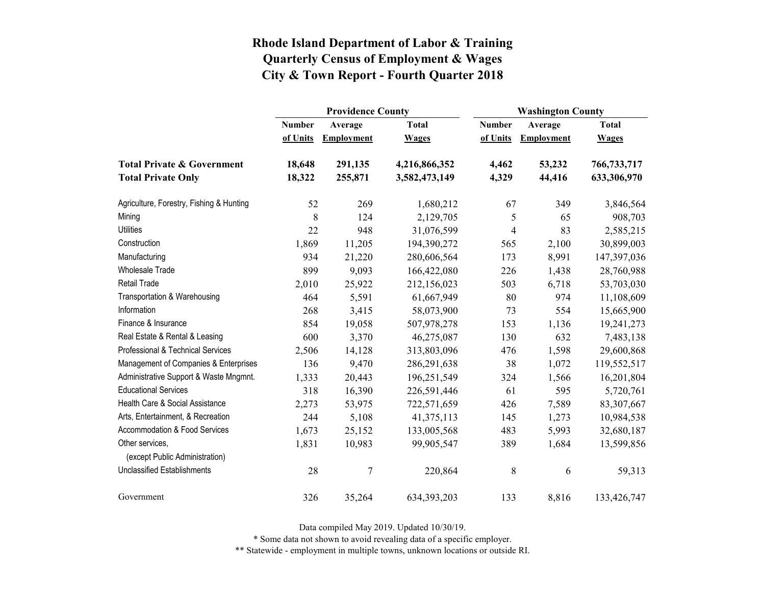# Rhode Island Department of Labor & Training
## Quarterly Census of Employment & Wages
## City & Town Report - Fourth Quarter 2018

| | Providence County | | | Washington County | | |
|---|---|---|---|---|---|---|
| | Number of Units | Average Employment | Total Wages | Number of Units | Average Employment | Total Wages |
| **Total Private & Government** | **18,648** | **291,135** | **4,216,866,352** | **4,462** | **53,232** | **766,733,717** |
| **Total Private Only** | **18,322** | **255,871** | **3,582,473,149** | **4,329** | **44,416** | **633,306,970** |
| Agriculture, Forestry, Fishing & Hunting | 52 | 269 | 1,680,212 | 67 | 349 | 3,846,564 |
| Mining | 8 | 124 | 2,129,705 | 5 | 65 | 908,703 |
| Utilities | 22 | 948 | 31,076,599 | 4 | 83 | 2,585,215 |
| Construction | 1,869 | 11,205 | 194,390,272 | 565 | 2,100 | 30,899,003 |
| Manufacturing | 934 | 21,220 | 280,606,564 | 173 | 8,991 | 147,397,036 |
| Wholesale Trade | 899 | 9,093 | 166,422,080 | 226 | 1,438 | 28,760,988 |
| Retail Trade | 2,010 | 25,922 | 212,156,023 | 503 | 6,718 | 53,703,030 |
| Transportation & Warehousing | 464 | 5,591 | 61,667,949 | 80 | 974 | 11,108,609 |
| Information | 268 | 3,415 | 58,073,900 | 73 | 554 | 15,665,900 |
| Finance & Insurance | 854 | 19,058 | 507,978,278 | 153 | 1,136 | 19,241,273 |
| Real Estate & Rental & Leasing | 600 | 3,370 | 46,275,087 | 130 | 632 | 7,483,138 |
| Professional & Technical Services | 2,506 | 14,128 | 313,803,096 | 476 | 1,598 | 29,600,868 |
| Management of Companies & Enterprises | 136 | 9,470 | 286,291,638 | 38 | 1,072 | 119,552,517 |
| Administrative Support & Waste Mngmnt. | 1,333 | 20,443 | 196,251,549 | 324 | 1,566 | 16,201,804 |
| Educational Services | 318 | 16,390 | 226,591,446 | 61 | 595 | 5,720,761 |
| Health Care & Social Assistance | 2,273 | 53,975 | 722,571,659 | 426 | 7,589 | 83,307,667 |
| Arts, Entertainment, & Recreation | 244 | 5,108 | 41,375,113 | 145 | 1,273 | 10,984,538 |
| Accommodation & Food Services | 1,673 | 25,152 | 133,005,568 | 483 | 5,993 | 32,680,187 |
| Other services, (except Public Administration) | 1,831 | 10,983 | 99,905,547 | 389 | 1,684 | 13,599,856 |
| Unclassified Establishments | 28 | 7 | 220,864 | 8 | 6 | 59,313 |
| Government | 326 | 35,264 | 634,393,203 | 133 | 8,816 | 133,426,747 |

Data compiled May 2019. Updated 10/30/19.

* Some data not shown to avoid revealing data of a specific employer.

** Statewide - employment in multiple towns, unknown locations or outside RI.